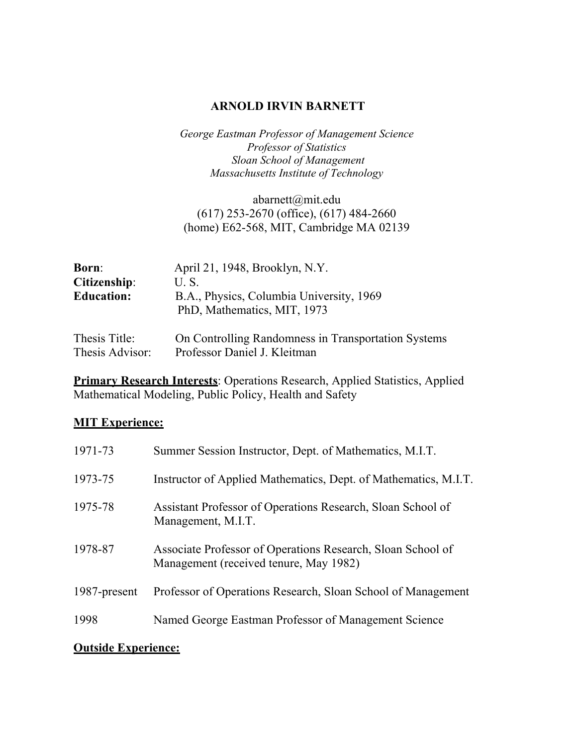# ARNOLD IRVIN BARNETT

*George Eastman Professor of Management Science*
*Professor of Statistics*
*Sloan School of Management*
*Massachusetts Institute of Technology*

abarnett@mit.edu
(617) 253-2670 (office), (617) 484-2660
(home) E62-568, MIT, Cambridge MA 02139

**Born**: April 21, 1948, Brooklyn, N.Y.
**Citizenship**: U. S.
**Education:** B.A., Physics, Columbia University, 1969
PhD, Mathematics, MIT, 1973

Thesis Title: On Controlling Randomness in Transportation Systems
Thesis Advisor: Professor Daniel J. Kleitman

**Primary Research Interests**: Operations Research, Applied Statistics, Applied Mathematical Modeling, Public Policy, Health and Safety

## MIT Experience:

| | |
|---|---|
| 1971-73 | Summer Session Instructor, Dept. of Mathematics, M.I.T. |
| 1973-75 | Instructor of Applied Mathematics, Dept. of Mathematics, M.I.T. |
| 1975-78 | Assistant Professor of Operations Research, Sloan School of Management, M.I.T. |
| 1978-87 | Associate Professor of Operations Research, Sloan School of Management (received tenure, May 1982) |
| 1987-present | Professor of Operations Research, Sloan School of Management |
| 1998 | Named George Eastman Professor of Management Science |

## Outside Experience: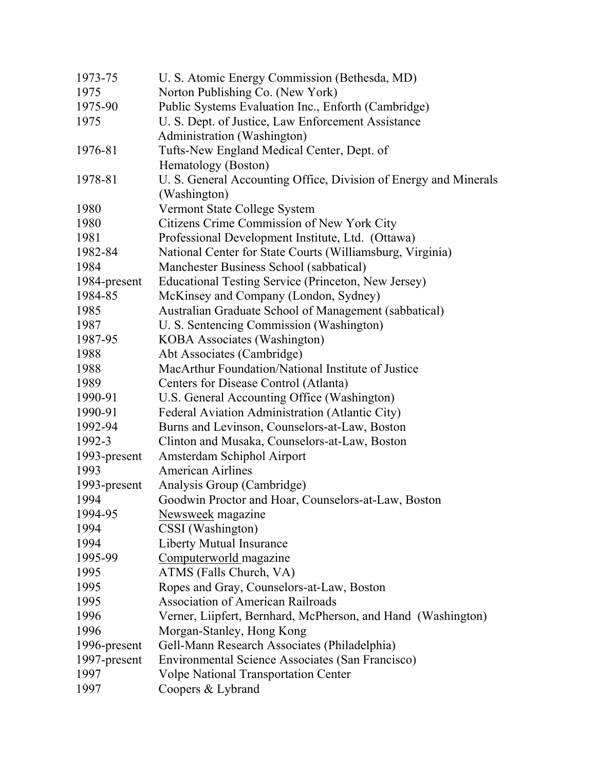| | |
|---|---|
| 1973-75 | U. S. Atomic Energy Commission (Bethesda, MD) |
| 1975 | Norton Publishing Co. (New York) |
| 1975-90 | Public Systems Evaluation Inc., Enforth (Cambridge) |
| 1975 | U. S. Dept. of Justice, Law Enforcement Assistance Administration (Washington) |
| 1976-81 | Tufts-New England Medical Center, Dept. of Hematology (Boston) |
| 1978-81 | U. S. General Accounting Office, Division of Energy and Minerals (Washington) |
| 1980 | Vermont State College System |
| 1980 | Citizens Crime Commission of New York City |
| 1981 | Professional Development Institute, Ltd. (Ottawa) |
| 1982-84 | National Center for State Courts (Williamsburg, Virginia) |
| 1984 | Manchester Business School (sabbatical) |
| 1984-present | Educational Testing Service (Princeton, New Jersey) |
| 1984-85 | McKinsey and Company (London, Sydney) |
| 1985 | Australian Graduate School of Management (sabbatical) |
| 1987 | U. S. Sentencing Commission (Washington) |
| 1987-95 | KOBA Associates (Washington) |
| 1988 | Abt Associates (Cambridge) |
| 1988 | MacArthur Foundation/National Institute of Justice |
| 1989 | Centers for Disease Control (Atlanta) |
| 1990-91 | U.S. General Accounting Office (Washington) |
| 1990-91 | Federal Aviation Administration (Atlantic City) |
| 1992-94 | Burns and Levinson, Counselors-at-Law, Boston |
| 1992-3 | Clinton and Musaka, Counselors-at-Law, Boston |
| 1993-present | Amsterdam Schiphol Airport |
| 1993 | American Airlines |
| 1993-present | Analysis Group (Cambridge) |
| 1994 | Goodwin Proctor and Hoar, Counselors-at-Law, Boston |
| 1994-95 | Newsweek magazine |
| 1994 | CSSI (Washington) |
| 1994 | Liberty Mutual Insurance |
| 1995-99 | Computerworld magazine |
| 1995 | ATMS (Falls Church, VA) |
| 1995 | Ropes and Gray, Counselors-at-Law, Boston |
| 1995 | Association of American Railroads |
| 1996 | Verner, Liipfert, Bernhard, McPherson, and Hand (Washington) |
| 1996 | Morgan-Stanley, Hong Kong |
| 1996-present | Gell-Mann Research Associates (Philadelphia) |
| 1997-present | Environmental Science Associates (San Francisco) |
| 1997 | Volpe National Transportation Center |
| 1997 | Coopers & Lybrand |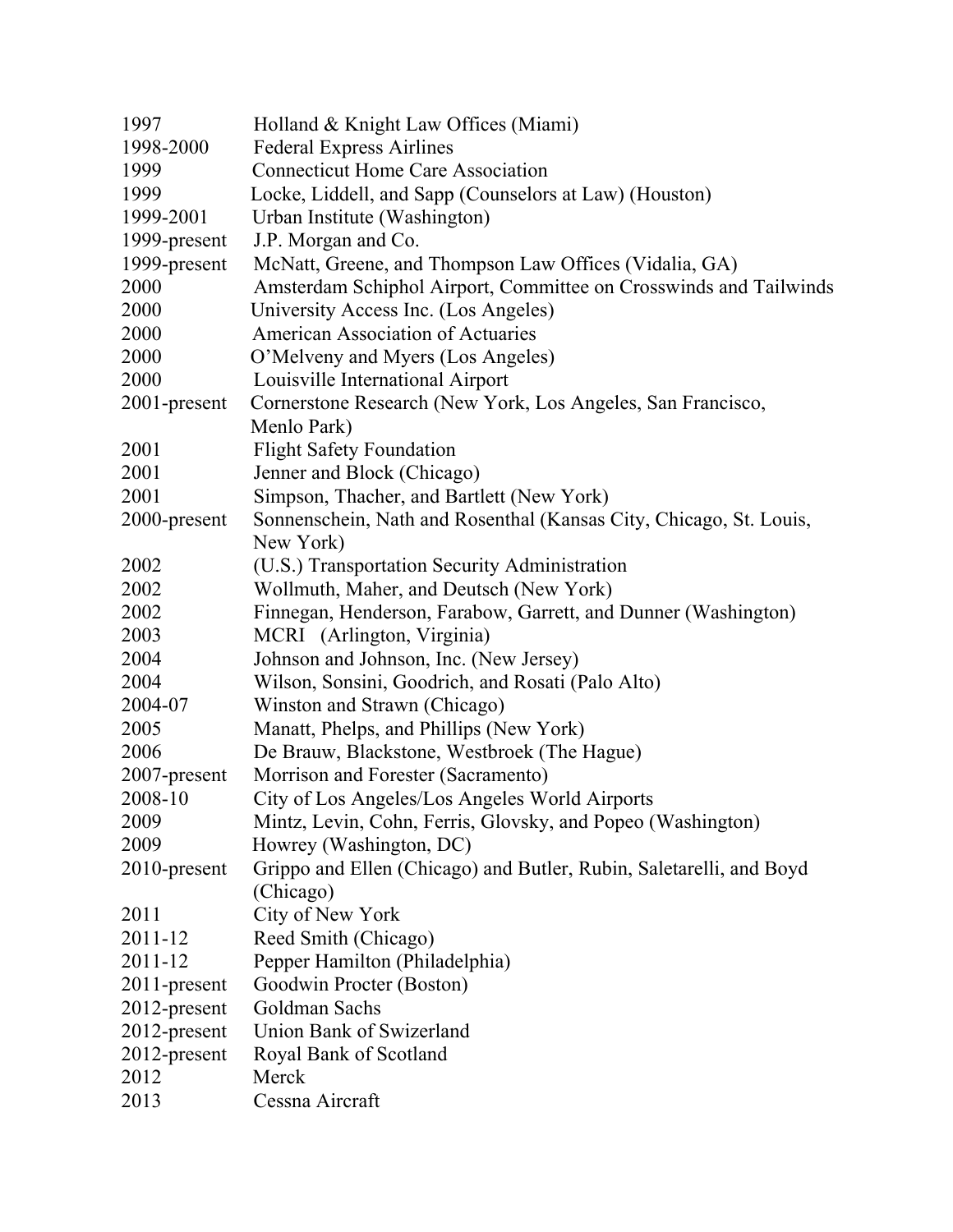| | |
|---|---|
| 1997 | Holland & Knight Law Offices (Miami) |
| 1998-2000 | Federal Express Airlines |
| 1999 | Connecticut Home Care Association |
| 1999 | Locke, Liddell, and Sapp (Counselors at Law) (Houston) |
| 1999-2001 | Urban Institute (Washington) |
| 1999-present | J.P. Morgan and Co. |
| 1999-present | McNatt, Greene, and Thompson Law Offices (Vidalia, GA) |
| 2000 | Amsterdam Schiphol Airport, Committee on Crosswinds and Tailwinds |
| 2000 | University Access Inc. (Los Angeles) |
| 2000 | American Association of Actuaries |
| 2000 | O'Melveny and Myers (Los Angeles) |
| 2000 | Louisville International Airport |
| 2001-present | Cornerstone Research (New York, Los Angeles, San Francisco, Menlo Park) |
| 2001 | Flight Safety Foundation |
| 2001 | Jenner and Block (Chicago) |
| 2001 | Simpson, Thacher, and Bartlett (New York) |
| 2000-present | Sonnenschein, Nath and Rosenthal (Kansas City, Chicago, St. Louis, New York) |
| 2002 | (U.S.) Transportation Security Administration |
| 2002 | Wollmuth, Maher, and Deutsch (New York) |
| 2002 | Finnegan, Henderson, Farabow, Garrett, and Dunner (Washington) |
| 2003 | MCRI (Arlington, Virginia) |
| 2004 | Johnson and Johnson, Inc. (New Jersey) |
| 2004 | Wilson, Sonsini, Goodrich, and Rosati (Palo Alto) |
| 2004-07 | Winston and Strawn (Chicago) |
| 2005 | Manatt, Phelps, and Phillips (New York) |
| 2006 | De Brauw, Blackstone, Westbroek (The Hague) |
| 2007-present | Morrison and Forester (Sacramento) |
| 2008-10 | City of Los Angeles/Los Angeles World Airports |
| 2009 | Mintz, Levin, Cohn, Ferris, Glovsky, and Popeo (Washington) |
| 2009 | Howrey (Washington, DC) |
| 2010-present | Grippo and Ellen (Chicago) and Butler, Rubin, Saletarelli, and Boyd (Chicago) |
| 2011 | City of New York |
| 2011-12 | Reed Smith (Chicago) |
| 2011-12 | Pepper Hamilton (Philadelphia) |
| 2011-present | Goodwin Procter (Boston) |
| 2012-present | Goldman Sachs |
| 2012-present | Union Bank of Swizerland |
| 2012-present | Royal Bank of Scotland |
| 2012 | Merck |
| 2013 | Cessna Aircraft |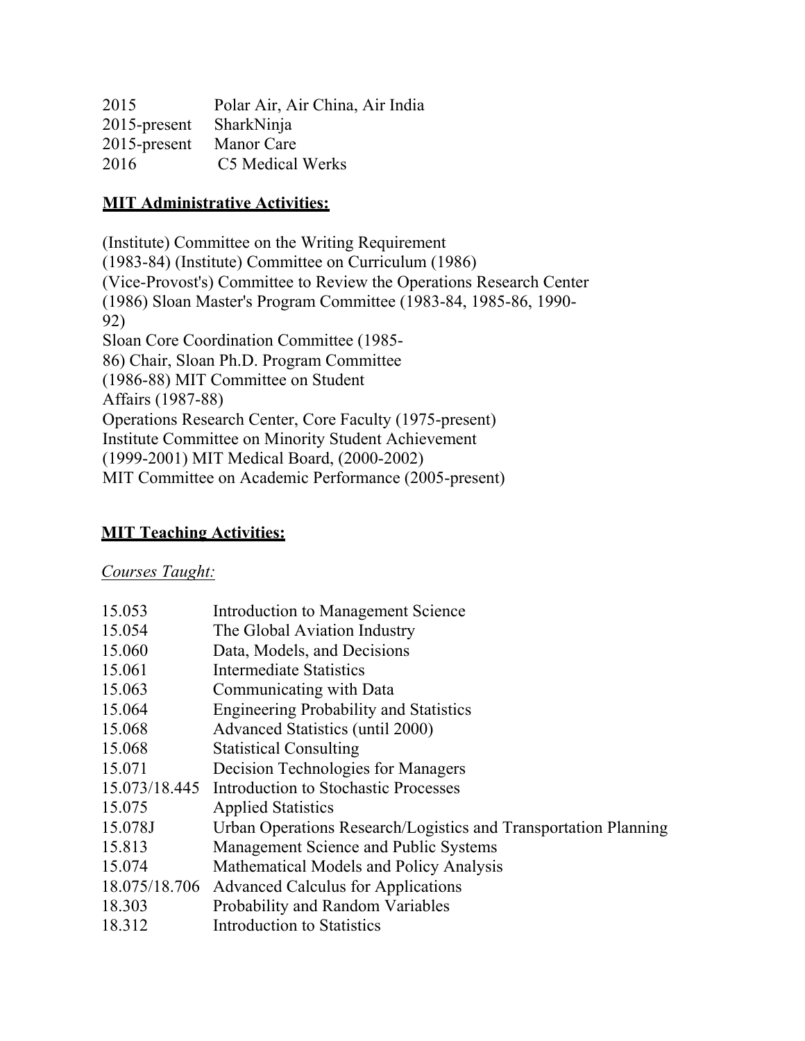| | |
|---|---|
| 2015 | Polar Air, Air China, Air India |
| 2015-present | SharkNinja |
| 2015-present | Manor Care |
| 2016 | C5 Medical Werks |

## MIT Administrative Activities:

(Institute) Committee on the Writing Requirement
(1983-84) (Institute) Committee on Curriculum (1986)
(Vice-Provost's) Committee to Review the Operations Research Center
(1986) Sloan Master's Program Committee (1983-84, 1985-86, 1990-92)
Sloan Core Coordination Committee (1985-86) Chair, Sloan Ph.D. Program Committee
(1986-88) MIT Committee on Student Affairs (1987-88)
Operations Research Center, Core Faculty (1975-present)
Institute Committee on Minority Student Achievement
(1999-2001) MIT Medical Board, (2000-2002)
MIT Committee on Academic Performance (2005-present)

## MIT Teaching Activities:

*Courses Taught:*

| | |
|---|---|
| 15.053 | Introduction to Management Science |
| 15.054 | The Global Aviation Industry |
| 15.060 | Data, Models, and Decisions |
| 15.061 | Intermediate Statistics |
| 15.063 | Communicating with Data |
| 15.064 | Engineering Probability and Statistics |
| 15.068 | Advanced Statistics (until 2000) |
| 15.068 | Statistical Consulting |
| 15.071 | Decision Technologies for Managers |
| 15.073/18.445 | Introduction to Stochastic Processes |
| 15.075 | Applied Statistics |
| 15.078J | Urban Operations Research/Logistics and Transportation Planning |
| 15.813 | Management Science and Public Systems |
| 15.074 | Mathematical Models and Policy Analysis |
| 18.075/18.706 | Advanced Calculus for Applications |
| 18.303 | Probability and Random Variables |
| 18.312 | Introduction to Statistics |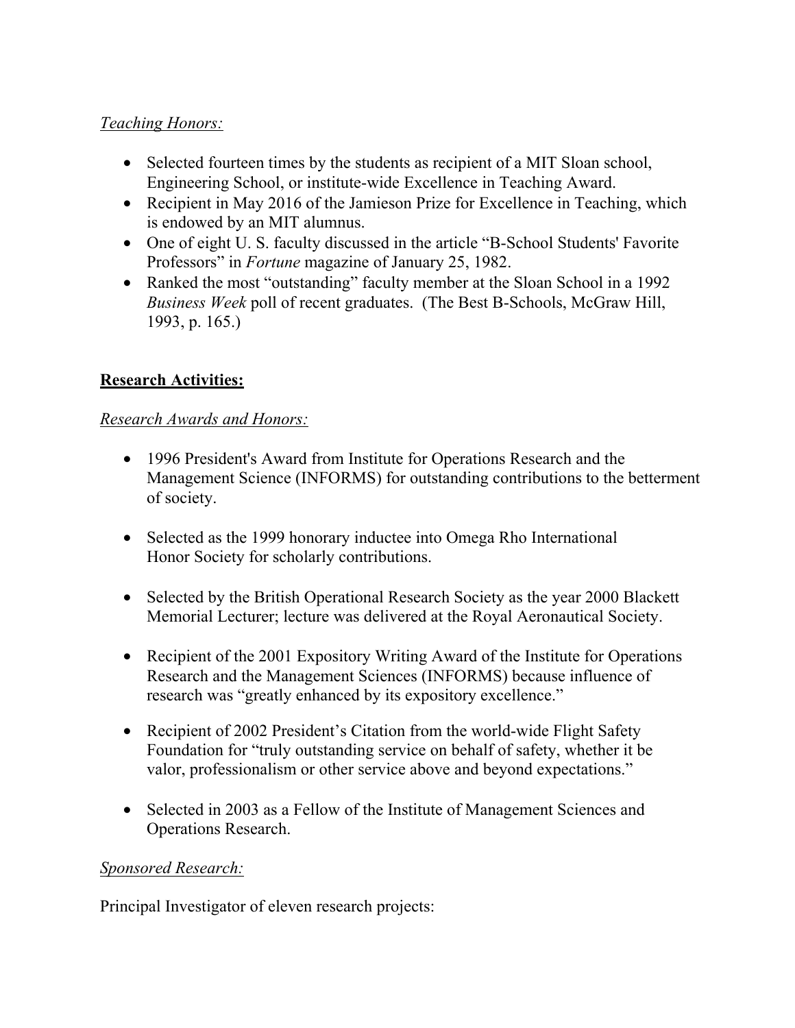*Teaching Honors:*

- Selected fourteen times by the students as recipient of a MIT Sloan school, Engineering School, or institute-wide Excellence in Teaching Award.
- Recipient in May 2016 of the Jamieson Prize for Excellence in Teaching, which is endowed by an MIT alumnus.
- One of eight U. S. faculty discussed in the article "B-School Students' Favorite Professors" in *Fortune* magazine of January 25, 1982.
- Ranked the most "outstanding" faculty member at the Sloan School in a 1992 *Business Week* poll of recent graduates. (The Best B-Schools, McGraw Hill, 1993, p. 165.)

## Research Activities:

*Research Awards and Honors:*

- 1996 President's Award from Institute for Operations Research and the Management Science (INFORMS) for outstanding contributions to the betterment of society.

- Selected as the 1999 honorary inductee into Omega Rho International Honor Society for scholarly contributions.

- Selected by the British Operational Research Society as the year 2000 Blackett Memorial Lecturer; lecture was delivered at the Royal Aeronautical Society.

- Recipient of the 2001 Expository Writing Award of the Institute for Operations Research and the Management Sciences (INFORMS) because influence of research was "greatly enhanced by its expository excellence."

- Recipient of 2002 President's Citation from the world-wide Flight Safety Foundation for "truly outstanding service on behalf of safety, whether it be valor, professionalism or other service above and beyond expectations."

- Selected in 2003 as a Fellow of the Institute of Management Sciences and Operations Research.

*Sponsored Research:*

Principal Investigator of eleven research projects: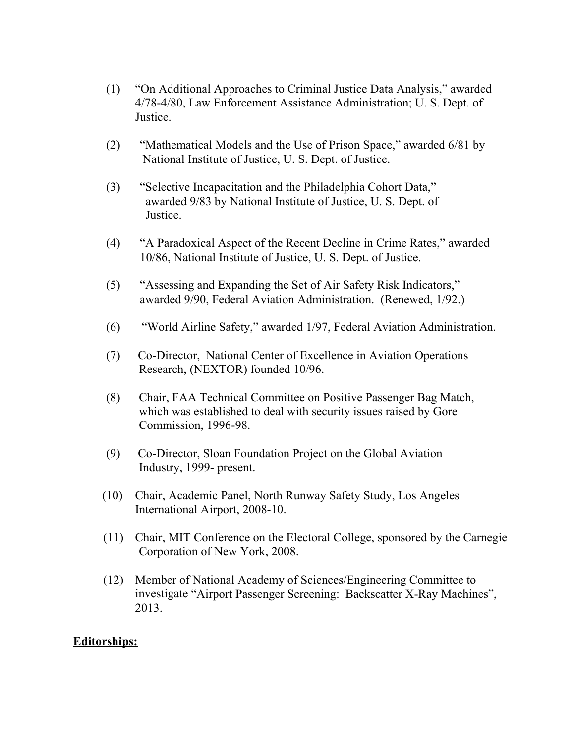(1) "On Additional Approaches to Criminal Justice Data Analysis," awarded 4/78-4/80, Law Enforcement Assistance Administration; U. S. Dept. of Justice.

(2) "Mathematical Models and the Use of Prison Space," awarded 6/81 by National Institute of Justice, U. S. Dept. of Justice.

(3) "Selective Incapacitation and the Philadelphia Cohort Data," awarded 9/83 by National Institute of Justice, U. S. Dept. of Justice.

(4) "A Paradoxical Aspect of the Recent Decline in Crime Rates," awarded 10/86, National Institute of Justice, U. S. Dept. of Justice.

(5) "Assessing and Expanding the Set of Air Safety Risk Indicators," awarded 9/90, Federal Aviation Administration. (Renewed, 1/92.)

(6) "World Airline Safety," awarded 1/97, Federal Aviation Administration.

(7) Co-Director, National Center of Excellence in Aviation Operations Research, (NEXTOR) founded 10/96.

(8) Chair, FAA Technical Committee on Positive Passenger Bag Match, which was established to deal with security issues raised by Gore Commission, 1996-98.

(9) Co-Director, Sloan Foundation Project on the Global Aviation Industry, 1999- present.

(10) Chair, Academic Panel, North Runway Safety Study, Los Angeles International Airport, 2008-10.

(11) Chair, MIT Conference on the Electoral College, sponsored by the Carnegie Corporation of New York, 2008.

(12) Member of National Academy of Sciences/Engineering Committee to investigate "Airport Passenger Screening: Backscatter X-Ray Machines", 2013.

**Editorships:**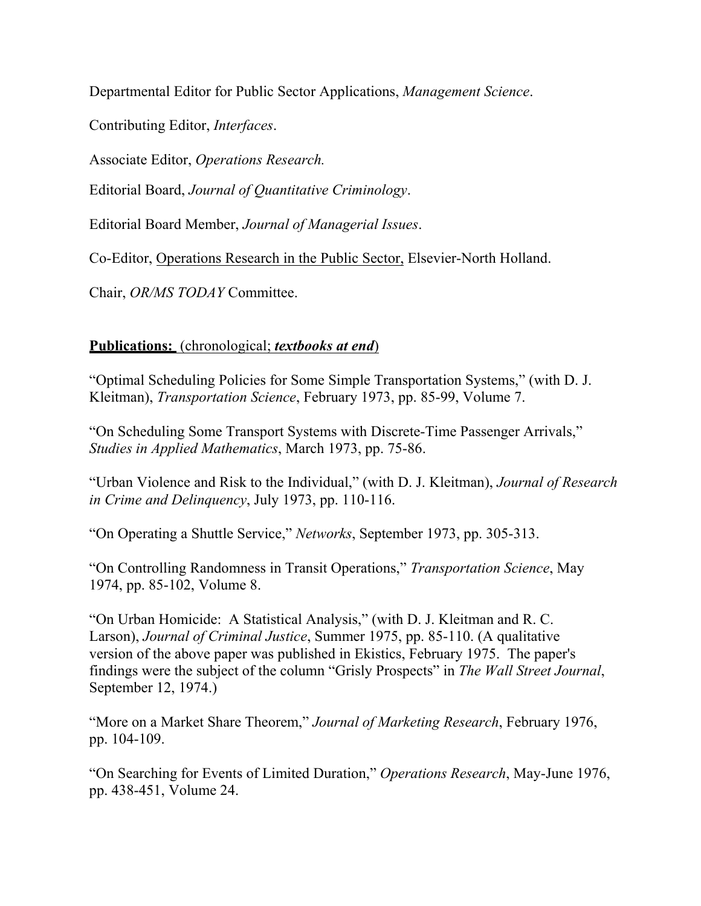Departmental Editor for Public Sector Applications, *Management Science*.

Contributing Editor, *Interfaces*.

Associate Editor, *Operations Research.*

Editorial Board, *Journal of Quantitative Criminology*.

Editorial Board Member, *Journal of Managerial Issues*.

Co-Editor, <u>Operations Research in the Public Sector,</u> Elsevier-North Holland.

Chair, *OR/MS TODAY* Committee.

## <u>**Publications:** (chronological; ***textbooks at end***)</u>

"Optimal Scheduling Policies for Some Simple Transportation Systems," (with D. J. Kleitman), *Transportation Science*, February 1973, pp. 85-99, Volume 7.

"On Scheduling Some Transport Systems with Discrete-Time Passenger Arrivals," *Studies in Applied Mathematics*, March 1973, pp. 75-86.

"Urban Violence and Risk to the Individual," (with D. J. Kleitman), *Journal of Research in Crime and Delinquency*, July 1973, pp. 110-116.

"On Operating a Shuttle Service," *Networks*, September 1973, pp. 305-313.

"On Controlling Randomness in Transit Operations," *Transportation Science*, May 1974, pp. 85-102, Volume 8.

"On Urban Homicide: A Statistical Analysis," (with D. J. Kleitman and R. C. Larson), *Journal of Criminal Justice*, Summer 1975, pp. 85-110. (A qualitative version of the above paper was published in Ekistics, February 1975. The paper's findings were the subject of the column "Grisly Prospects" in *The Wall Street Journal*, September 12, 1974.)

"More on a Market Share Theorem," *Journal of Marketing Research*, February 1976, pp. 104-109.

"On Searching for Events of Limited Duration," *Operations Research*, May-June 1976, pp. 438-451, Volume 24.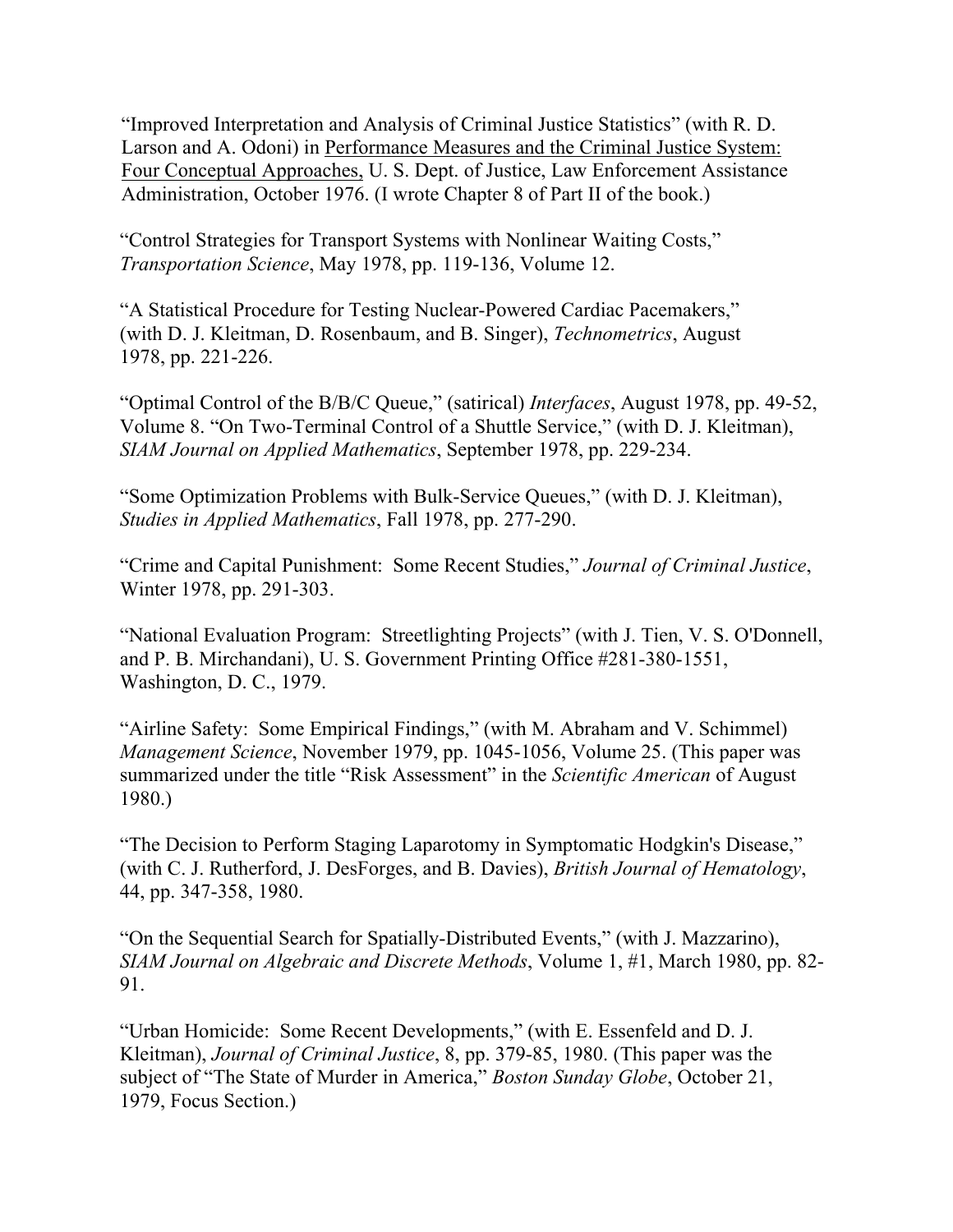"Improved Interpretation and Analysis of Criminal Justice Statistics" (with R. D. Larson and A. Odoni) in <u>Performance Measures and the Criminal Justice System: Four Conceptual Approaches,</u> U. S. Dept. of Justice, Law Enforcement Assistance Administration, October 1976. (I wrote Chapter 8 of Part II of the book.)

"Control Strategies for Transport Systems with Nonlinear Waiting Costs," *Transportation Science*, May 1978, pp. 119-136, Volume 12.

"A Statistical Procedure for Testing Nuclear-Powered Cardiac Pacemakers," (with D. J. Kleitman, D. Rosenbaum, and B. Singer), *Technometrics*, August 1978, pp. 221-226.

"Optimal Control of the B/B/C Queue," (satirical) *Interfaces*, August 1978, pp. 49-52, Volume 8. "On Two-Terminal Control of a Shuttle Service," (with D. J. Kleitman), *SIAM Journal on Applied Mathematics*, September 1978, pp. 229-234.

"Some Optimization Problems with Bulk-Service Queues," (with D. J. Kleitman), *Studies in Applied Mathematics*, Fall 1978, pp. 277-290.

"Crime and Capital Punishment: Some Recent Studies," *Journal of Criminal Justice*, Winter 1978, pp. 291-303.

"National Evaluation Program: Streetlighting Projects" (with J. Tien, V. S. O'Donnell, and P. B. Mirchandani), U. S. Government Printing Office #281-380-1551, Washington, D. C., 1979.

"Airline Safety: Some Empirical Findings," (with M. Abraham and V. Schimmel) *Management Science*, November 1979, pp. 1045-1056, Volume 25. (This paper was summarized under the title "Risk Assessment" in the *Scientific American* of August 1980.)

"The Decision to Perform Staging Laparotomy in Symptomatic Hodgkin's Disease," (with C. J. Rutherford, J. DesForges, and B. Davies), *British Journal of Hematology*, 44, pp. 347-358, 1980.

"On the Sequential Search for Spatially-Distributed Events," (with J. Mazzarino), *SIAM Journal on Algebraic and Discrete Methods*, Volume 1, #1, March 1980, pp. 82-91.

"Urban Homicide: Some Recent Developments," (with E. Essenfeld and D. J. Kleitman), *Journal of Criminal Justice*, 8, pp. 379-85, 1980. (This paper was the subject of "The State of Murder in America," *Boston Sunday Globe*, October 21, 1979, Focus Section.)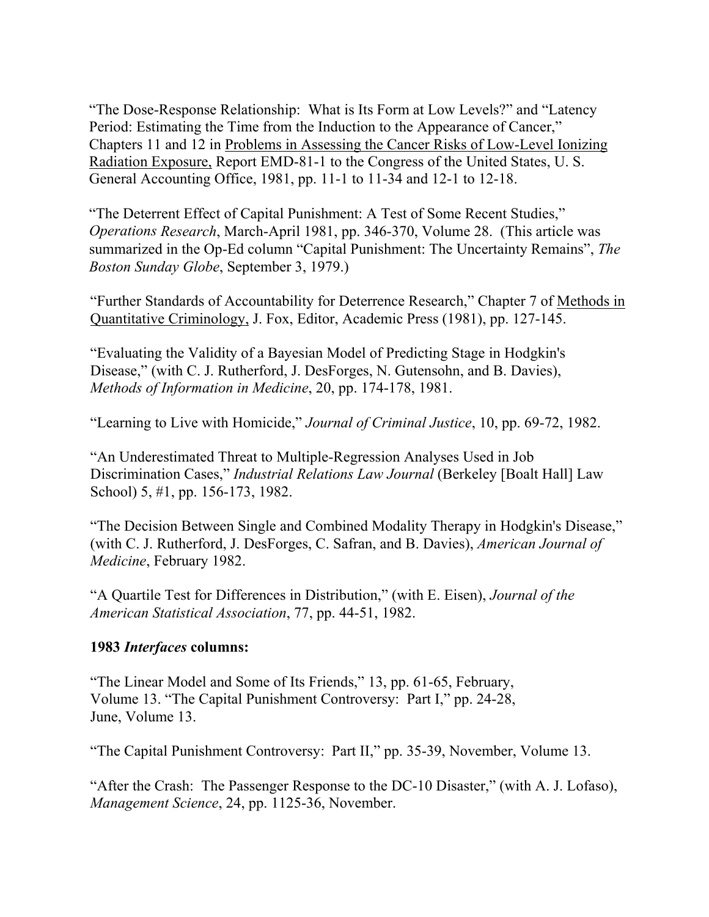"The Dose-Response Relationship: What is Its Form at Low Levels?" and "Latency Period: Estimating the Time from the Induction to the Appearance of Cancer," Chapters 11 and 12 in Problems in Assessing the Cancer Risks of Low-Level Ionizing Radiation Exposure, Report EMD-81-1 to the Congress of the United States, U. S. General Accounting Office, 1981, pp. 11-1 to 11-34 and 12-1 to 12-18.

"The Deterrent Effect of Capital Punishment: A Test of Some Recent Studies," *Operations Research*, March-April 1981, pp. 346-370, Volume 28. (This article was summarized in the Op-Ed column "Capital Punishment: The Uncertainty Remains", *The Boston Sunday Globe*, September 3, 1979.)

"Further Standards of Accountability for Deterrence Research," Chapter 7 of Methods in Quantitative Criminology, J. Fox, Editor, Academic Press (1981), pp. 127-145.

"Evaluating the Validity of a Bayesian Model of Predicting Stage in Hodgkin's Disease," (with C. J. Rutherford, J. DesForges, N. Gutensohn, and B. Davies), *Methods of Information in Medicine*, 20, pp. 174-178, 1981.

"Learning to Live with Homicide," *Journal of Criminal Justice*, 10, pp. 69-72, 1982.

"An Underestimated Threat to Multiple-Regression Analyses Used in Job Discrimination Cases," *Industrial Relations Law Journal* (Berkeley [Boalt Hall] Law School) 5, #1, pp. 156-173, 1982.

"The Decision Between Single and Combined Modality Therapy in Hodgkin's Disease," (with C. J. Rutherford, J. DesForges, C. Safran, and B. Davies), *American Journal of Medicine*, February 1982.

"A Quartile Test for Differences in Distribution," (with E. Eisen), *Journal of the American Statistical Association*, 77, pp. 44-51, 1982.

**1983 *Interfaces* columns:**

"The Linear Model and Some of Its Friends," 13, pp. 61-65, February, Volume 13. "The Capital Punishment Controversy: Part I," pp. 24-28, June, Volume 13.

"The Capital Punishment Controversy: Part II," pp. 35-39, November, Volume 13.

"After the Crash: The Passenger Response to the DC-10 Disaster," (with A. J. Lofaso), *Management Science*, 24, pp. 1125-36, November.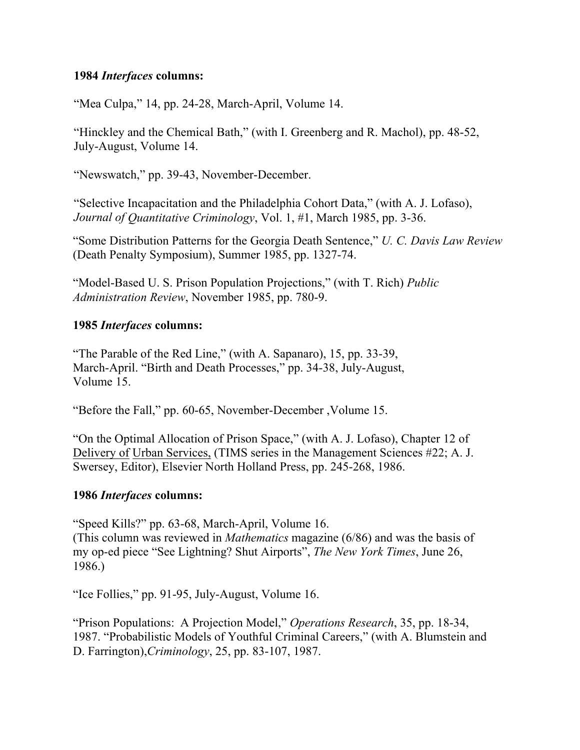**1984 *Interfaces* columns:**

“Mea Culpa,” 14, pp. 24-28, March-April, Volume 14.

“Hinckley and the Chemical Bath,” (with I. Greenberg and R. Machol), pp. 48-52, July-August, Volume 14.

“Newswatch,” pp. 39-43, November-December.

“Selective Incapacitation and the Philadelphia Cohort Data,” (with A. J. Lofaso), *Journal of Quantitative Criminology*, Vol. 1, #1, March 1985, pp. 3-36.

“Some Distribution Patterns for the Georgia Death Sentence,” *U. C. Davis Law Review* (Death Penalty Symposium), Summer 1985, pp. 1327-74.

“Model-Based U. S. Prison Population Projections,” (with T. Rich) *Public Administration Review*, November 1985, pp. 780-9.

**1985 *Interfaces* columns:**

“The Parable of the Red Line,” (with A. Sapanaro), 15, pp. 33-39, March-April. “Birth and Death Processes,” pp. 34-38, July-August, Volume 15.

“Before the Fall,” pp. 60-65, November-December ,Volume 15.

“On the Optimal Allocation of Prison Space,” (with A. J. Lofaso), Chapter 12 of Delivery of Urban Services, (TIMS series in the Management Sciences #22; A. J. Swersey, Editor), Elsevier North Holland Press, pp. 245-268, 1986.

**1986 *Interfaces* columns:**

“Speed Kills?” pp. 63-68, March-April, Volume 16.
(This column was reviewed in *Mathematics* magazine (6/86) and was the basis of my op-ed piece “See Lightning? Shut Airports”, *The New York Times*, June 26, 1986.)

“Ice Follies,” pp. 91-95, July-August, Volume 16.

“Prison Populations: A Projection Model,” *Operations Research*, 35, pp. 18-34, 1987. “Probabilistic Models of Youthful Criminal Careers,” (with A. Blumstein and D. Farrington),*Criminology*, 25, pp. 83-107, 1987.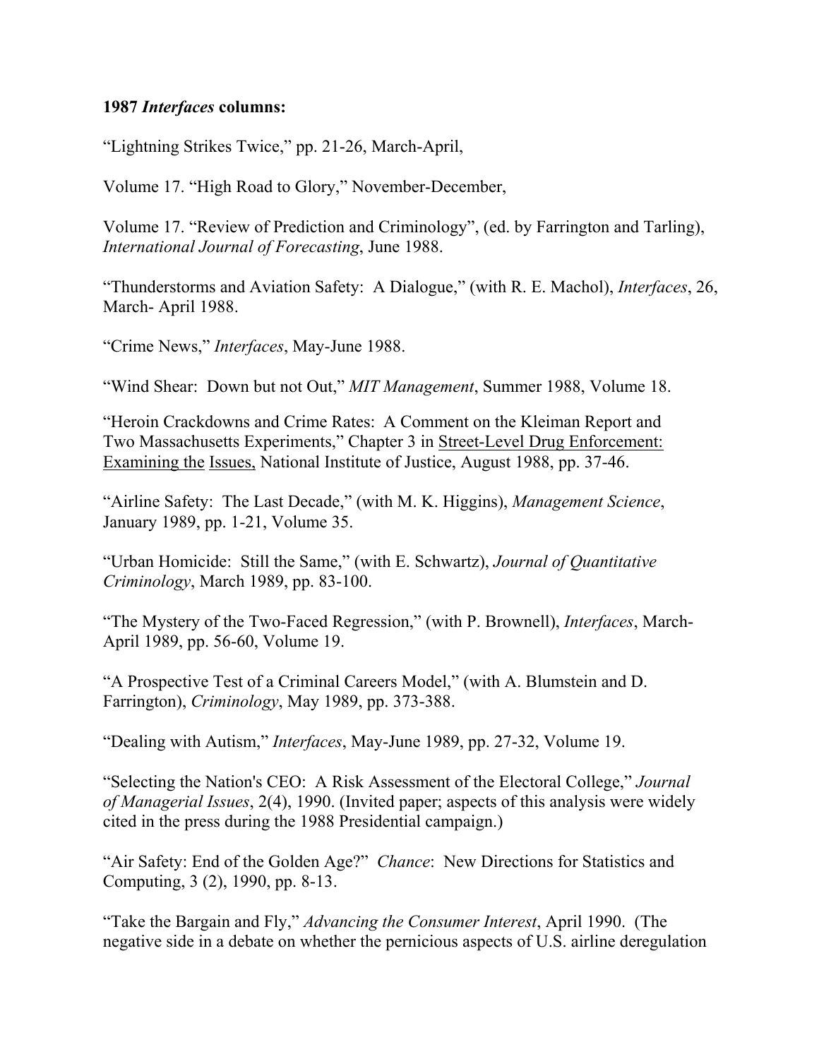**1987 *Interfaces* columns:**

"Lightning Strikes Twice," pp. 21-26, March-April,

Volume 17. "High Road to Glory," November-December,

Volume 17. "Review of Prediction and Criminology", (ed. by Farrington and Tarling), *International Journal of Forecasting*, June 1988.

"Thunderstorms and Aviation Safety: A Dialogue," (with R. E. Machol), *Interfaces*, 26, March- April 1988.

"Crime News," *Interfaces*, May-June 1988.

"Wind Shear: Down but not Out," *MIT Management*, Summer 1988, Volume 18.

"Heroin Crackdowns and Crime Rates: A Comment on the Kleiman Report and Two Massachusetts Experiments," Chapter 3 in <u>Street-Level Drug Enforcement: Examining the</u> <u>Issues,</u> National Institute of Justice, August 1988, pp. 37-46.

"Airline Safety: The Last Decade," (with M. K. Higgins), *Management Science*, January 1989, pp. 1-21, Volume 35.

"Urban Homicide: Still the Same," (with E. Schwartz), *Journal of Quantitative Criminology*, March 1989, pp. 83-100.

"The Mystery of the Two-Faced Regression," (with P. Brownell), *Interfaces*, March-April 1989, pp. 56-60, Volume 19.

"A Prospective Test of a Criminal Careers Model," (with A. Blumstein and D. Farrington), *Criminology*, May 1989, pp. 373-388.

"Dealing with Autism," *Interfaces*, May-June 1989, pp. 27-32, Volume 19.

"Selecting the Nation's CEO: A Risk Assessment of the Electoral College," *Journal of Managerial Issues*, 2(4), 1990. (Invited paper; aspects of this analysis were widely cited in the press during the 1988 Presidential campaign.)

"Air Safety: End of the Golden Age?" *Chance*: New Directions for Statistics and Computing, 3 (2), 1990, pp. 8-13.

"Take the Bargain and Fly," *Advancing the Consumer Interest*, April 1990. (The negative side in a debate on whether the pernicious aspects of U.S. airline deregulation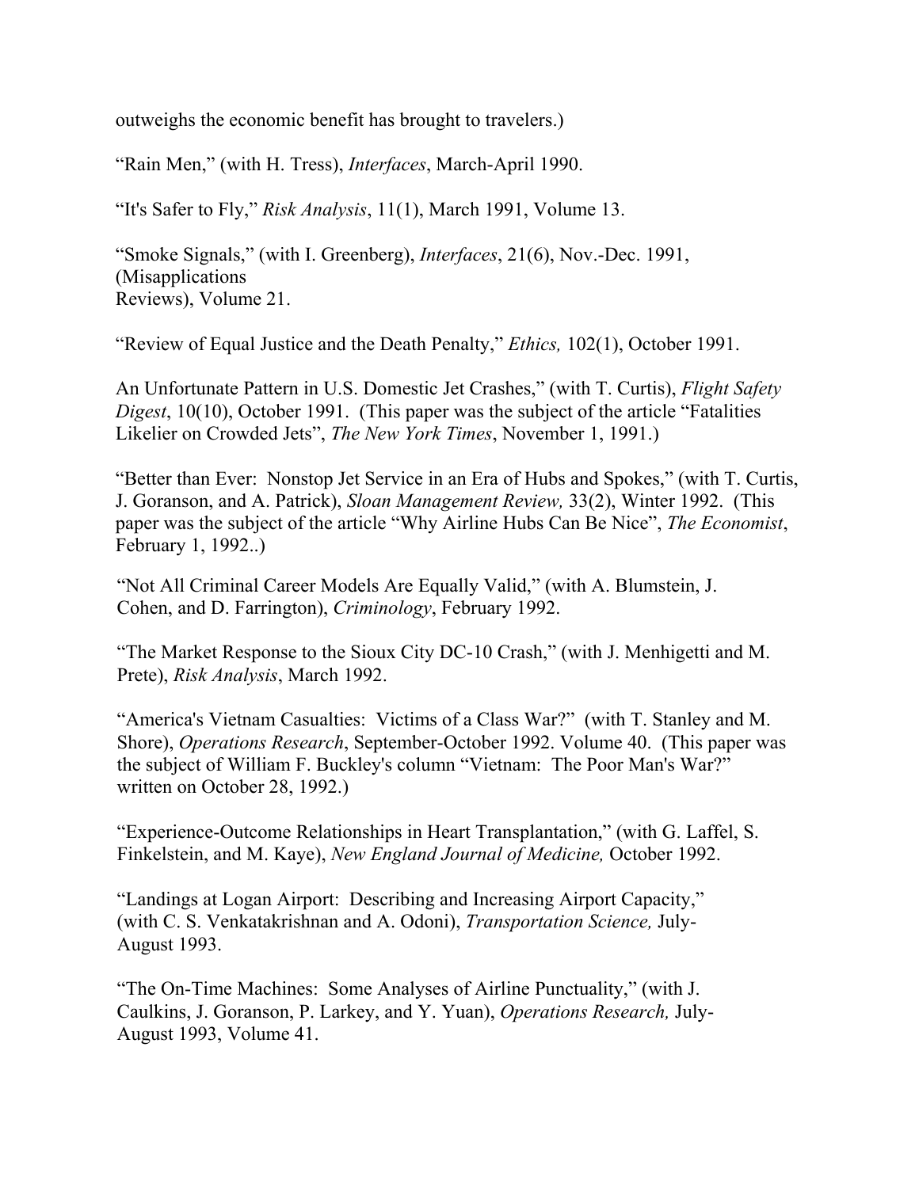outweighs the economic benefit has brought to travelers.)

“Rain Men,” (with H. Tress), *Interfaces*, March-April 1990.

“It's Safer to Fly,” *Risk Analysis*, 11(1), March 1991, Volume 13.

“Smoke Signals,” (with I. Greenberg), *Interfaces*, 21(6), Nov.-Dec. 1991, (Misapplications
Reviews), Volume 21.

“Review of Equal Justice and the Death Penalty,” *Ethics,* 102(1), October 1991.

An Unfortunate Pattern in U.S. Domestic Jet Crashes,” (with T. Curtis), *Flight Safety Digest*, 10(10), October 1991. (This paper was the subject of the article “Fatalities Likelier on Crowded Jets”, *The New York Times*, November 1, 1991.)

“Better than Ever: Nonstop Jet Service in an Era of Hubs and Spokes,” (with T. Curtis, J. Goranson, and A. Patrick), *Sloan Management Review,* 33(2), Winter 1992. (This paper was the subject of the article “Why Airline Hubs Can Be Nice”, *The Economist*, February 1, 1992..)

“Not All Criminal Career Models Are Equally Valid,” (with A. Blumstein, J. Cohen, and D. Farrington), *Criminology*, February 1992.

“The Market Response to the Sioux City DC-10 Crash,” (with J. Menhigetti and M. Prete), *Risk Analysis*, March 1992.

“America's Vietnam Casualties: Victims of a Class War?” (with T. Stanley and M. Shore), *Operations Research*, September-October 1992. Volume 40. (This paper was the subject of William F. Buckley's column “Vietnam: The Poor Man's War?” written on October 28, 1992.)

“Experience-Outcome Relationships in Heart Transplantation,” (with G. Laffel, S. Finkelstein, and M. Kaye), *New England Journal of Medicine,* October 1992.

“Landings at Logan Airport: Describing and Increasing Airport Capacity,” (with C. S. Venkatakrishnan and A. Odoni), *Transportation Science,* July-August 1993.

“The On-Time Machines: Some Analyses of Airline Punctuality,” (with J. Caulkins, J. Goranson, P. Larkey, and Y. Yuan), *Operations Research,* July-August 1993, Volume 41.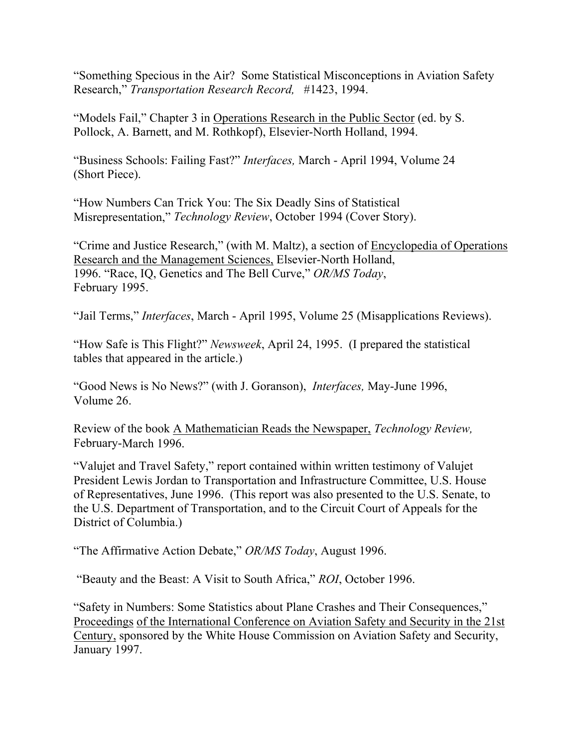"Something Specious in the Air? Some Statistical Misconceptions in Aviation Safety Research," *Transportation Research Record,* #1423, 1994.

"Models Fail," Chapter 3 in Operations Research in the Public Sector (ed. by S. Pollock, A. Barnett, and M. Rothkopf), Elsevier-North Holland, 1994.

"Business Schools: Failing Fast?" *Interfaces,* March - April 1994, Volume 24 (Short Piece).

"How Numbers Can Trick You: The Six Deadly Sins of Statistical Misrepresentation," *Technology Review*, October 1994 (Cover Story).

"Crime and Justice Research," (with M. Maltz), a section of Encyclopedia of Operations Research and the Management Sciences, Elsevier-North Holland, 1996. "Race, IQ, Genetics and The Bell Curve," *OR/MS Today*, February 1995.

"Jail Terms," *Interfaces*, March - April 1995, Volume 25 (Misapplications Reviews).

"How Safe is This Flight?" *Newsweek*, April 24, 1995. (I prepared the statistical tables that appeared in the article.)

"Good News is No News?" (with J. Goranson), *Interfaces,* May-June 1996, Volume 26.

Review of the book A Mathematician Reads the Newspaper, *Technology Review,* February-March 1996.

"Valujet and Travel Safety," report contained within written testimony of Valujet President Lewis Jordan to Transportation and Infrastructure Committee, U.S. House of Representatives, June 1996. (This report was also presented to the U.S. Senate, to the U.S. Department of Transportation, and to the Circuit Court of Appeals for the District of Columbia.)

"The Affirmative Action Debate," *OR/MS Today*, August 1996.

"Beauty and the Beast: A Visit to South Africa," *ROI*, October 1996.

"Safety in Numbers: Some Statistics about Plane Crashes and Their Consequences," Proceedings of the International Conference on Aviation Safety and Security in the 21st Century, sponsored by the White House Commission on Aviation Safety and Security, January 1997.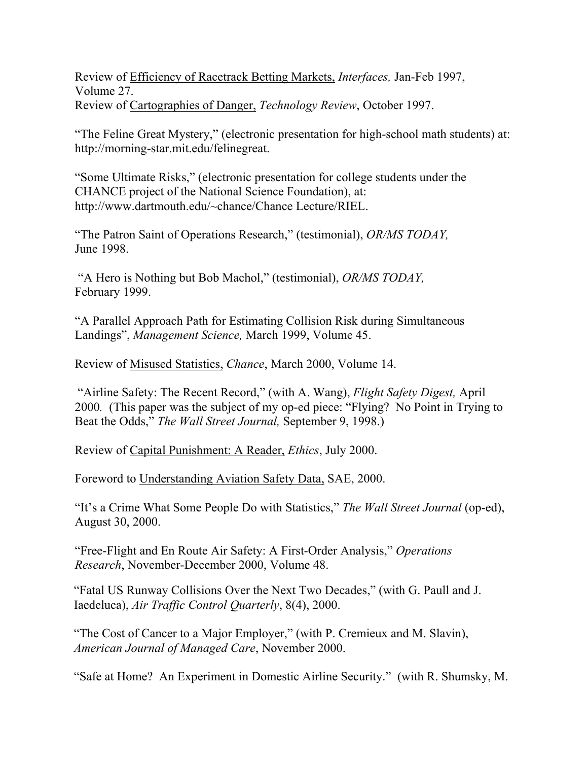Review of <u>Efficiency of Racetrack Betting Markets,</u> *Interfaces,* Jan-Feb 1997, Volume 27.
Review of <u>Cartographies of Danger,</u> *Technology Review*, October 1997.

"The Feline Great Mystery," (electronic presentation for high-school math students) at: http://morning-star.mit.edu/felinegreat.

"Some Ultimate Risks," (electronic presentation for college students under the CHANCE project of the National Science Foundation), at: http://www.dartmouth.edu/~chance/Chance Lecture/RIEL.

"The Patron Saint of Operations Research," (testimonial), *OR/MS TODAY,* June 1998.

"A Hero is Nothing but Bob Machol," (testimonial), *OR/MS TODAY,* February 1999.

"A Parallel Approach Path for Estimating Collision Risk during Simultaneous Landings", *Management Science,* March 1999, Volume 45.

Review of <u>Misused Statistics,</u> *Chance*, March 2000, Volume 14.

"Airline Safety: The Recent Record," (with A. Wang), *Flight Safety Digest,* April 2000. (This paper was the subject of my op-ed piece: "Flying? No Point in Trying to Beat the Odds," *The Wall Street Journal,* September 9, 1998.)

Review of <u>Capital Punishment: A Reader,</u> *Ethics*, July 2000.

Foreword to <u>Understanding Aviation Safety Data,</u> SAE, 2000.

"It's a Crime What Some People Do with Statistics," *The Wall Street Journal* (op-ed), August 30, 2000.

"Free-Flight and En Route Air Safety: A First-Order Analysis," *Operations Research*, November-December 2000, Volume 48.

"Fatal US Runway Collisions Over the Next Two Decades," (with G. Paull and J. Iaedeluca), *Air Traffic Control Quarterly*, 8(4), 2000.

"The Cost of Cancer to a Major Employer," (with P. Cremieux and M. Slavin), *American Journal of Managed Care*, November 2000.

"Safe at Home? An Experiment in Domestic Airline Security." (with R. Shumsky, M.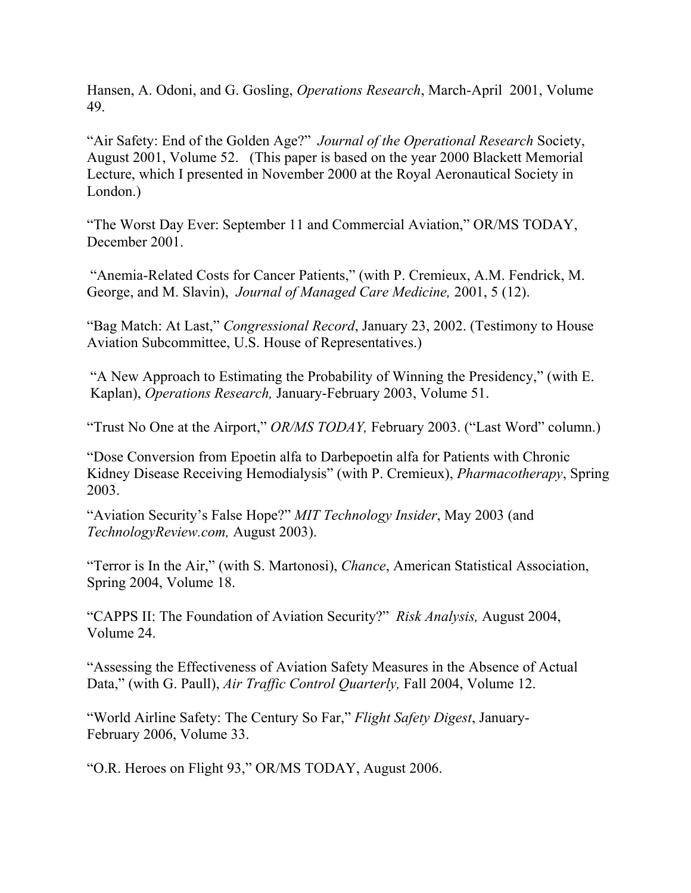Hansen, A. Odoni, and G. Gosling, *Operations Research*, March-April 2001, Volume 49.

"Air Safety: End of the Golden Age?" *Journal of the Operational Research* Society, August 2001, Volume 52. (This paper is based on the year 2000 Blackett Memorial Lecture, which I presented in November 2000 at the Royal Aeronautical Society in London.)

"The Worst Day Ever: September 11 and Commercial Aviation," OR/MS TODAY, December 2001.

"Anemia-Related Costs for Cancer Patients," (with P. Cremieux, A.M. Fendrick, M. George, and M. Slavin), *Journal of Managed Care Medicine,* 2001, 5 (12).

"Bag Match: At Last," *Congressional Record*, January 23, 2002. (Testimony to House Aviation Subcommittee, U.S. House of Representatives.)

"A New Approach to Estimating the Probability of Winning the Presidency," (with E. Kaplan), *Operations Research,* January-February 2003, Volume 51.

"Trust No One at the Airport," *OR/MS TODAY,* February 2003. ("Last Word" column.)

"Dose Conversion from Epoetin alfa to Darbepoetin alfa for Patients with Chronic Kidney Disease Receiving Hemodialysis" (with P. Cremieux), *Pharmacotherapy*, Spring 2003.

"Aviation Security's False Hope?" *MIT Technology Insider*, May 2003 (and *TechnologyReview.com,* August 2003).

"Terror is In the Air," (with S. Martonosi), *Chance*, American Statistical Association, Spring 2004, Volume 18.

"CAPPS II: The Foundation of Aviation Security?" *Risk Analysis,* August 2004, Volume 24.

"Assessing the Effectiveness of Aviation Safety Measures in the Absence of Actual Data," (with G. Paull), *Air Traffic Control Quarterly,* Fall 2004, Volume 12.

"World Airline Safety: The Century So Far," *Flight Safety Digest*, January-February 2006, Volume 33.

"O.R. Heroes on Flight 93," OR/MS TODAY, August 2006.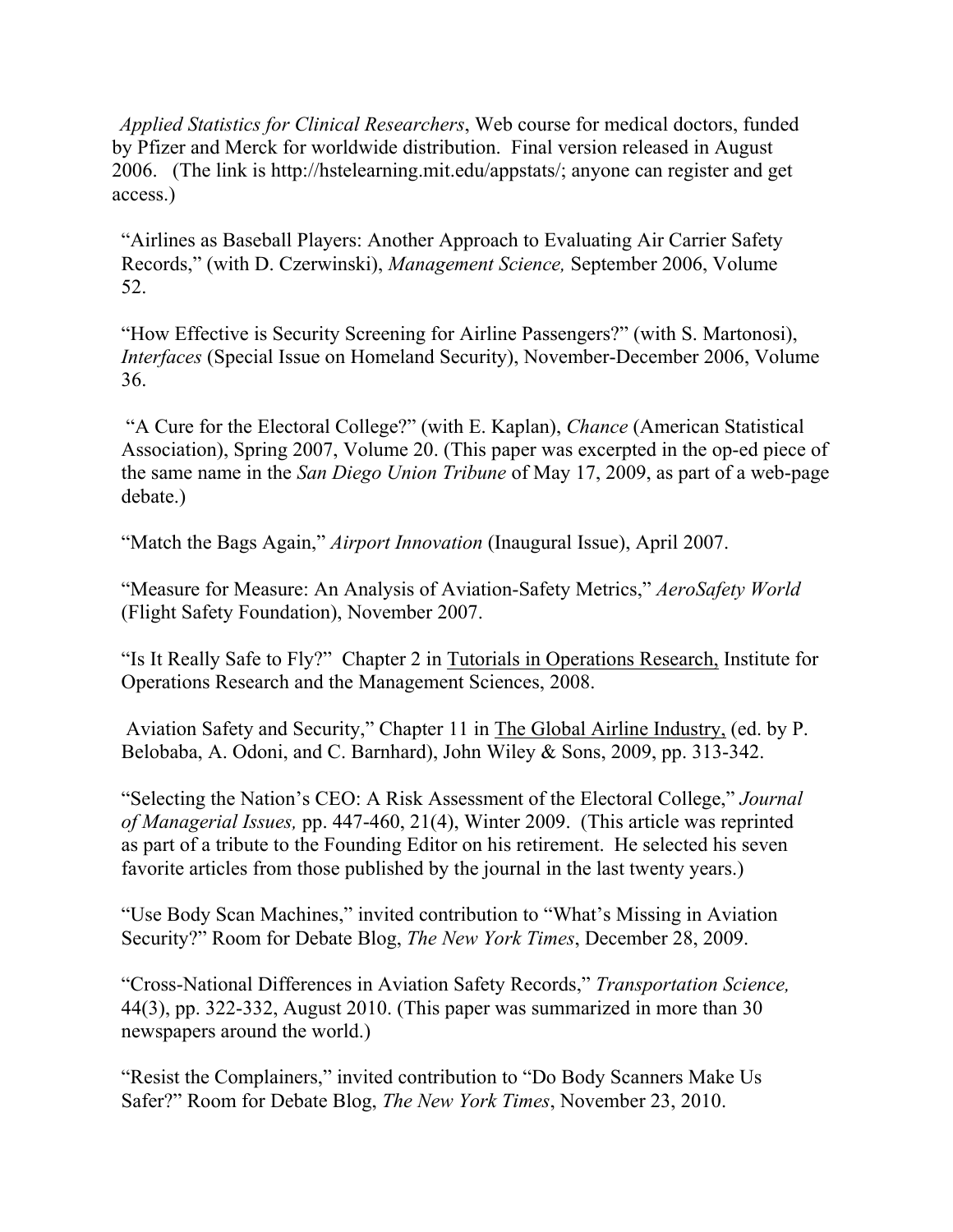*Applied Statistics for Clinical Researchers*, Web course for medical doctors, funded by Pfizer and Merck for worldwide distribution. Final version released in August 2006. (The link is http://hstelearning.mit.edu/appstats/; anyone can register and get access.)

"Airlines as Baseball Players: Another Approach to Evaluating Air Carrier Safety Records," (with D. Czerwinski), *Management Science,* September 2006, Volume 52.

"How Effective is Security Screening for Airline Passengers?" (with S. Martonosi), *Interfaces* (Special Issue on Homeland Security), November-December 2006, Volume 36.

"A Cure for the Electoral College?" (with E. Kaplan), *Chance* (American Statistical Association), Spring 2007, Volume 20. (This paper was excerpted in the op-ed piece of the same name in the *San Diego Union Tribune* of May 17, 2009, as part of a web-page debate.)

"Match the Bags Again," *Airport Innovation* (Inaugural Issue), April 2007.

"Measure for Measure: An Analysis of Aviation-Safety Metrics," *AeroSafety World* (Flight Safety Foundation), November 2007.

"Is It Really Safe to Fly?" Chapter 2 in <u>Tutorials in Operations Research,</u> Institute for Operations Research and the Management Sciences, 2008.

Aviation Safety and Security," Chapter 11 in <u>The Global Airline Industry,</u> (ed. by P. Belobaba, A. Odoni, and C. Barnhard), John Wiley & Sons, 2009, pp. 313-342.

"Selecting the Nation's CEO: A Risk Assessment of the Electoral College," *Journal of Managerial Issues,* pp. 447-460, 21(4), Winter 2009. (This article was reprinted as part of a tribute to the Founding Editor on his retirement. He selected his seven favorite articles from those published by the journal in the last twenty years.)

"Use Body Scan Machines," invited contribution to "What's Missing in Aviation Security?" Room for Debate Blog, *The New York Times*, December 28, 2009.

"Cross-National Differences in Aviation Safety Records," *Transportation Science,* 44(3), pp. 322-332, August 2010. (This paper was summarized in more than 30 newspapers around the world.)

"Resist the Complainers," invited contribution to "Do Body Scanners Make Us Safer?" Room for Debate Blog, *The New York Times*, November 23, 2010.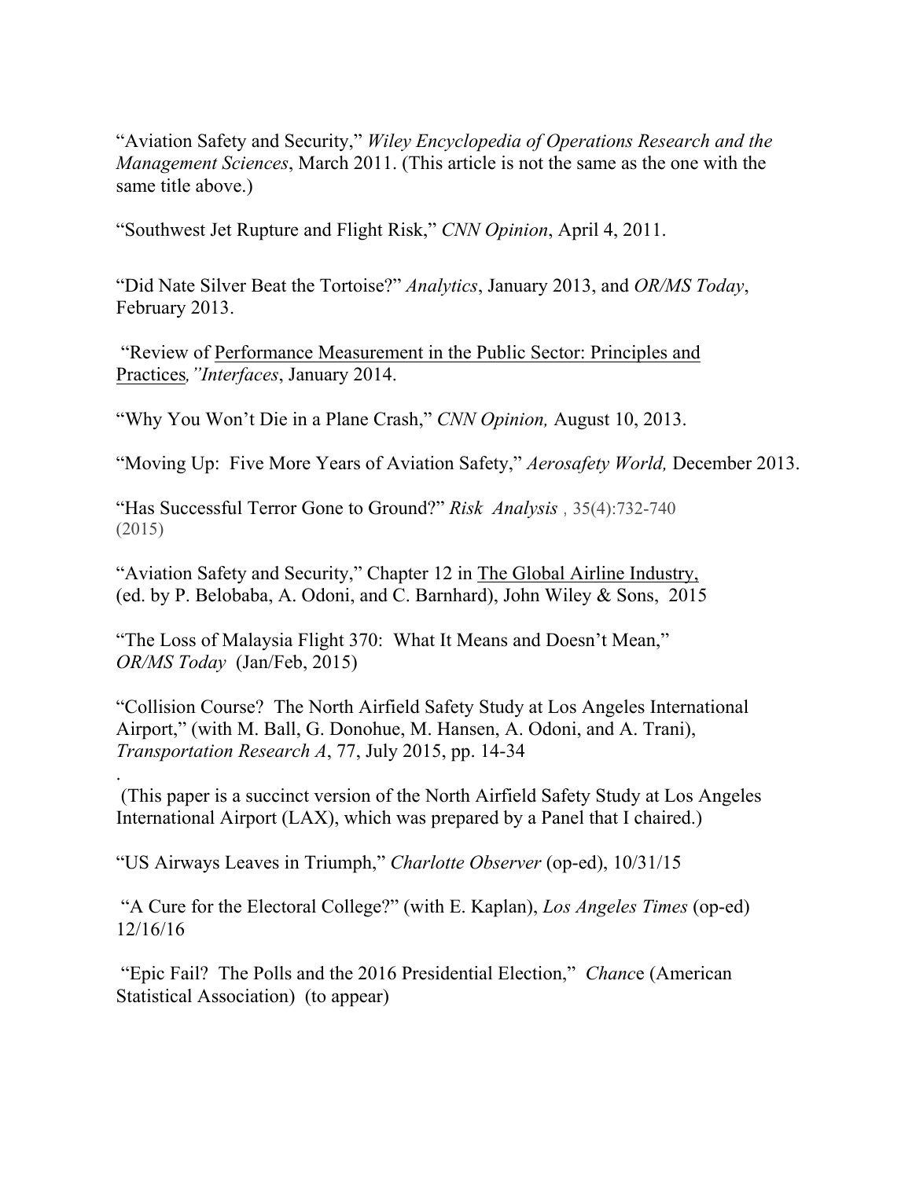"Aviation Safety and Security," *Wiley Encyclopedia of Operations Research and the Management Sciences*, March 2011. (This article is not the same as the one with the same title above.)

"Southwest Jet Rupture and Flight Risk," *CNN Opinion*, April 4, 2011.

"Did Nate Silver Beat the Tortoise?" *Analytics*, January 2013, and *OR/MS Today*, February 2013.

"Review of Performance Measurement in the Public Sector: Principles and Practices*,"Interfaces*, January 2014.

"Why You Won't Die in a Plane Crash," *CNN Opinion,* August 10, 2013.

"Moving Up: Five More Years of Aviation Safety," *Aerosafety World,* December 2013.

"Has Successful Terror Gone to Ground?" *Risk Analysis* , 35(4):732-740 (2015)

"Aviation Safety and Security," Chapter 12 in The Global Airline Industry, (ed. by P. Belobaba, A. Odoni, and C. Barnhard), John Wiley & Sons, 2015

"The Loss of Malaysia Flight 370: What It Means and Doesn't Mean," *OR/MS Today* (Jan/Feb, 2015)

"Collision Course? The North Airfield Safety Study at Los Angeles International Airport," (with M. Ball, G. Donohue, M. Hansen, A. Odoni, and A. Trani), *Transportation Research A*, 77, July 2015, pp. 14-34

.
(This paper is a succinct version of the North Airfield Safety Study at Los Angeles International Airport (LAX), which was prepared by a Panel that I chaired.)

"US Airways Leaves in Triumph," *Charlotte Observer* (op-ed), 10/31/15

"A Cure for the Electoral College?" (with E. Kaplan), *Los Angeles Times* (op-ed) 12/16/16

"Epic Fail? The Polls and the 2016 Presidential Election," *Chance* (American Statistical Association) (to appear)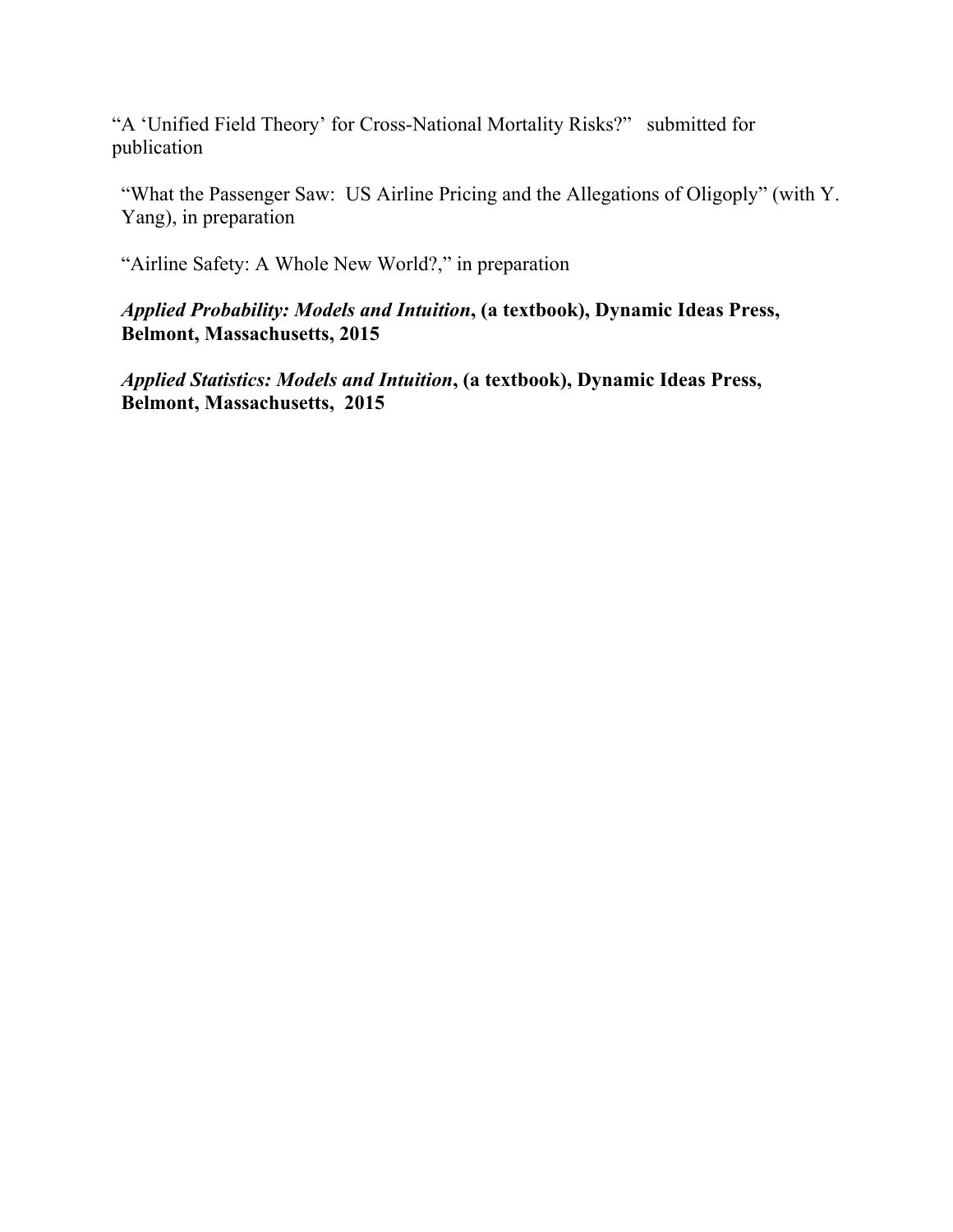"A 'Unified Field Theory' for Cross-National Mortality Risks?" submitted for publication

"What the Passenger Saw: US Airline Pricing and the Allegations of Oligoply" (with Y. Yang), in preparation

"Airline Safety: A Whole New World?," in preparation

***Applied Probability: Models and Intuition*, (a textbook), Dynamic Ideas Press, Belmont, Massachusetts, 2015**

***Applied Statistics: Models and Intuition*, (a textbook), Dynamic Ideas Press, Belmont, Massachusetts, 2015**